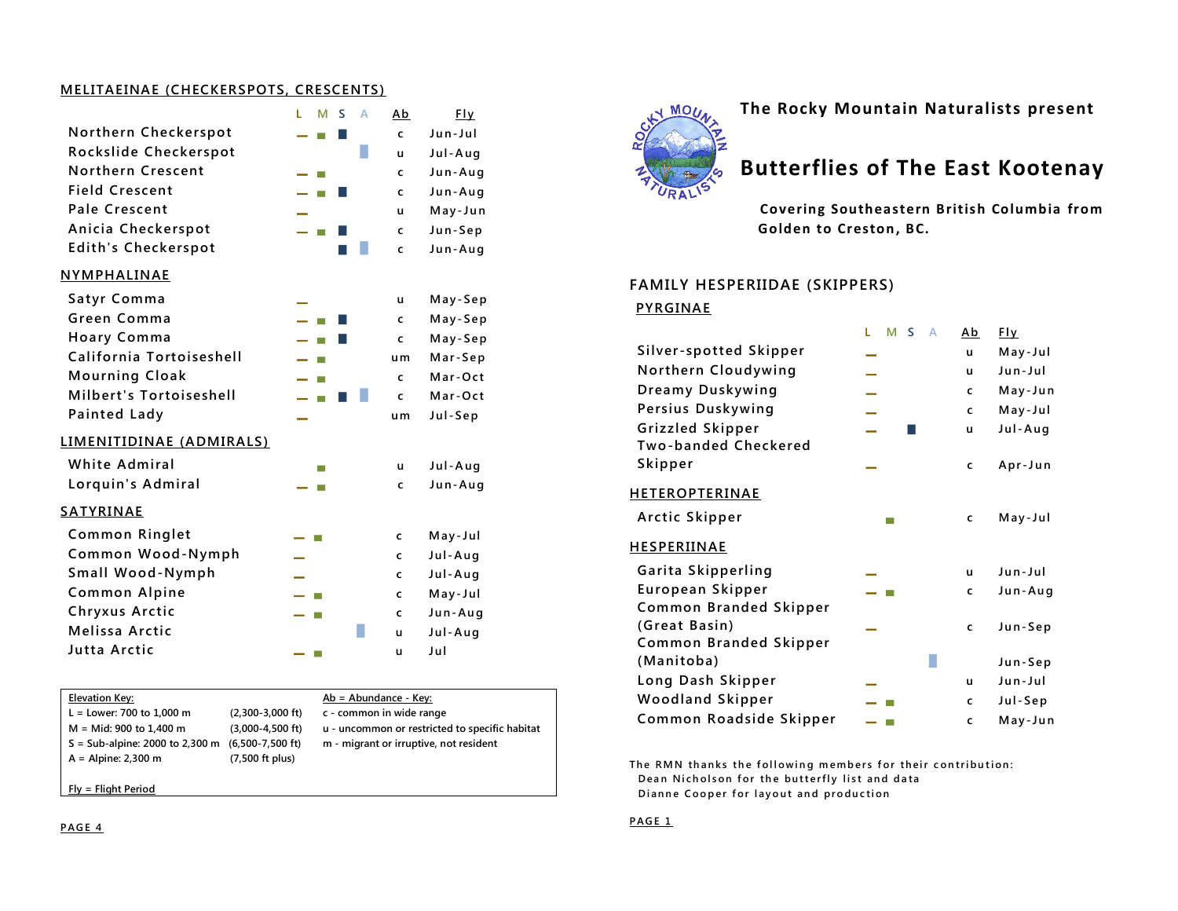## MELITAEINAE (CHECKERSPOTS, CRESCENTS)

| | L | M | S | A | Ab | Fly |
|---|---|---|---|---|---|---|
| Northern Checkerspot | — | ■ | ■ | | c | Jun-Jul |
| Rockslide Checkerspot | | | | ■ | u | Jul-Aug |
| Northern Crescent | — | ■ | | | c | Jun-Aug |
| Field Crescent | — | ■ | ■ | | c | Jun-Aug |
| Pale Crescent | — | | | | u | May-Jun |
| Anicia Checkerspot | — | ■ | ■ | | c | Jun-Sep |
| Edith's Checkerspot | | | ■ | ■ | c | Jun-Aug |

## NYMPHALINAE

| | L | M | S | A | Ab | Fly |
|---|---|---|---|---|---|---|
| Satyr Comma | — | | | | u | May-Sep |
| Green Comma | — | ■ | ■ | | c | May-Sep |
| Hoary Comma | — | ■ | ■ | | c | May-Sep |
| California Tortoiseshell | — | ■ | | | um | Mar-Sep |
| Mourning Cloak | — | ■ | | | c | Mar-Oct |
| Milbert's Tortoiseshell | — | ■ | ■ | ■ | c | Mar-Oct |
| Painted Lady | — | | | | um | Jul-Sep |

## LIMENITIDINAE (ADMIRALS)

| | L | M | S | A | Ab | Fly |
|---|---|---|---|---|---|---|
| White Admiral | | ■ | | | u | Jul-Aug |
| Lorquin's Admiral | — | ■ | | | c | Jun-Aug |

## SATYRINAE

| | L | M | S | A | Ab | Fly |
|---|---|---|---|---|---|---|
| Common Ringlet | — | ■ | | | c | May-Jul |
| Common Wood-Nymph | — | | | | c | Jul-Aug |
| Small Wood-Nymph | — | | | | c | Jul-Aug |
| Common Alpine | — | ■ | | | c | May-Jul |
| Chryxus Arctic | — | ■ | | | c | Jun-Aug |
| Melissa Arctic | | | | ■ | u | Jul-Aug |
| Jutta Arctic | — | ■ | | | u | Jul |

| Elevation Key: | | Ab = Abundance - Key: |
|---|---|---|
| L = Lower: 700 to 1,000 m | (2,300-3,000 ft) | c - common in wide range |
| M = Mid: 900 to 1,400 m | (3,000-4,500 ft) | u - uncommon or restricted to specific habitat |
| S = Sub-alpine: 2000 to 2,300 m | (6,500-7,500 ft) | m - migrant or irruptive, not resident |
| A = Alpine: 2,300 m | (7,500 ft plus) | |

Fly = Flight Period

**The Rocky Mountain Naturalists present**

# Butterflies of The East Kootenay

**Covering Southeastern British Columbia from Golden to Creston, BC.**

## FAMILY HESPERIIDAE (SKIPPERS)

### PYRGINAE

| | L | M | S | A | Ab | Fly |
|---|---|---|---|---|---|---|
| Silver-spotted Skipper | — | | | | u | May-Jul |
| Northern Cloudywing | — | | | | u | Jun-Jul |
| Dreamy Duskywing | — | | | | c | May-Jun |
| Persius Duskywing | — | | | | c | May-Jul |
| Grizzled Skipper | — | | ■ | | u | Jul-Aug |
| Two-banded Checkered Skipper | — | | | | c | Apr-Jun |

### HETEROPTERINAE

| | L | M | S | A | Ab | Fly |
|---|---|---|---|---|---|---|
| Arctic Skipper | | ■ | | | c | May-Jul |

### HESPERIINAE

| | L | M | S | A | Ab | Fly |
|---|---|---|---|---|---|---|
| Garita Skipperling | — | | | | u | Jun-Jul |
| European Skipper | — | ■ | | | c | Jun-Aug |
| Common Branded Skipper (Great Basin) | — | | | | c | Jun-Sep |
| Common Branded Skipper (Manitoba) | | | | ■ | | Jun-Sep |
| Long Dash Skipper | — | | | | u | Jun-Jul |
| Woodland Skipper | — | ■ | | | c | Jul-Sep |
| Common Roadside Skipper | — | ■ | | | c | May-Jun |

The RMN thanks the following members for their contribution:
Dean Nicholson for the butterfly list and data
Dianne Cooper for layout and production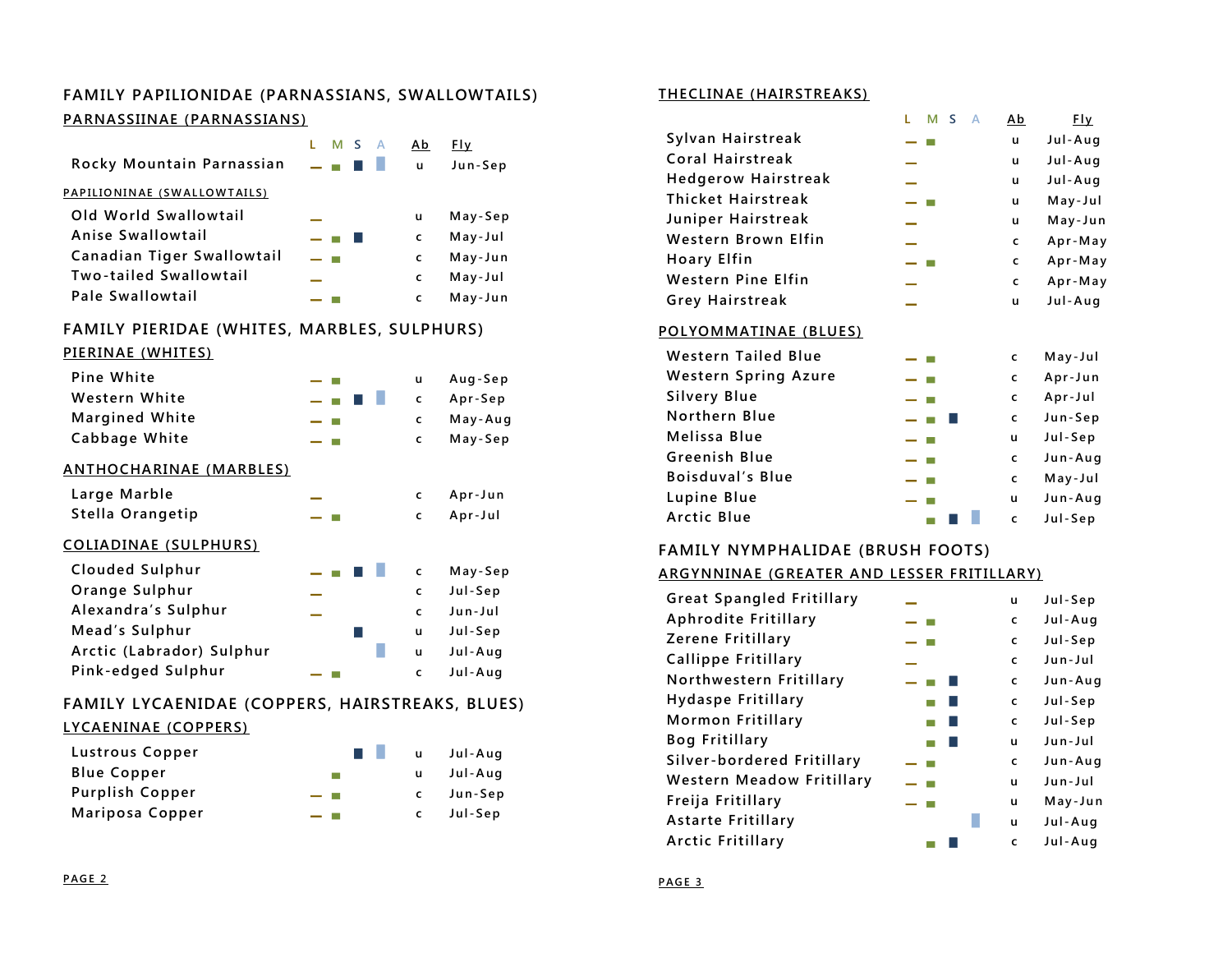## FAMILY PAPILIONIDAE (PARNASSIANS, SWALLOWTAILS)

### PARNASSIINAE (PARNASSIANS)

| | L | M | S | A | Ab | Fly |
|---|---|---|---|---|---|---|
| Rocky Mountain Parnassian | — | ■ | ■ | ■ | u | Jun-Sep |

### PAPILIONINAE (SWALLOWTAILS)

| | L | M | S | A | Ab | Fly |
|---|---|---|---|---|---|---|
| Old World Swallowtail | — | | | | u | May-Sep |
| Anise Swallowtail | — | ■ | ■ | | c | May-Jul |
| Canadian Tiger Swallowtail | — | ■ | | | c | May-Jun |
| Two-tailed Swallowtail | — | | | | c | May-Jul |
| Pale Swallowtail | — | ■ | | | c | May-Jun |

## FAMILY PIERIDAE (WHITES, MARBLES, SULPHURS)

### PIERINAE (WHITES)

| | L | M | S | A | Ab | Fly |
|---|---|---|---|---|---|---|
| Pine White | — | ■ | | | u | Aug-Sep |
| Western White | — | ■ | ■ | ■ | c | Apr-Sep |
| Margined White | — | ■ | | | c | May-Aug |
| Cabbage White | — | ■ | | | c | May-Sep |

### ANTHOCHARINAE (MARBLES)

| | L | M | S | A | Ab | Fly |
|---|---|---|---|---|---|---|
| Large Marble | — | | | | c | Apr-Jun |
| Stella Orangetip | — | ■ | | | c | Apr-Jul |

### COLIADINAE (SULPHURS)

| | L | M | S | A | Ab | Fly |
|---|---|---|---|---|---|---|
| Clouded Sulphur | — | ■ | ■ | ■ | c | May-Sep |
| Orange Sulphur | — | | | | c | Jul-Sep |
| Alexandra's Sulphur | — | | | | c | Jun-Jul |
| Mead's Sulphur | | | ■ | | u | Jul-Sep |
| Arctic (Labrador) Sulphur | | | | ■ | u | Jul-Aug |
| Pink-edged Sulphur | — | ■ | | | c | Jul-Aug |

## FAMILY LYCAENIDAE (COPPERS, HAIRSTREAKS, BLUES)

### LYCAENINAE (COPPERS)

| | L | M | S | A | Ab | Fly |
|---|---|---|---|---|---|---|
| Lustrous Copper | | | ■ | ■ | u | Jul-Aug |
| Blue Copper | | ■ | | | u | Jul-Aug |
| Purplish Copper | — | ■ | | | c | Jun-Sep |
| Mariposa Copper | — | ■ | | | c | Jul-Sep |

### THECLINAE (HAIRSTREAKS)

| | L | M | S | A | Ab | Fly |
|---|---|---|---|---|---|---|
| Sylvan Hairstreak | — | ■ | | | u | Jul-Aug |
| Coral Hairstreak | — | | | | u | Jul-Aug |
| Hedgerow Hairstreak | — | | | | u | Jul-Aug |
| Thicket Hairstreak | — | ■ | | | u | May-Jul |
| Juniper Hairstreak | — | | | | u | May-Jun |
| Western Brown Elfin | — | | | | c | Apr-May |
| Hoary Elfin | — | ■ | | | c | Apr-May |
| Western Pine Elfin | — | | | | c | Apr-May |
| Grey Hairstreak | — | | | | u | Jul-Aug |

### POLYOMMATINAE (BLUES)

| | L | M | S | A | Ab | Fly |
|---|---|---|---|---|---|---|
| Western Tailed Blue | — | ■ | | | c | May-Jul |
| Western Spring Azure | — | ■ | | | c | Apr-Jun |
| Silvery Blue | — | ■ | | | c | Apr-Jul |
| Northern Blue | — | ■ | ■ | | c | Jun-Sep |
| Melissa Blue | — | ■ | | | u | Jul-Sep |
| Greenish Blue | — | ■ | | | c | Jun-Aug |
| Boisduval's Blue | — | ■ | | | c | May-Jul |
| Lupine Blue | — | ■ | | | u | Jun-Aug |
| Arctic Blue | | ■ | ■ | ■ | c | Jul-Sep |

## FAMILY NYMPHALIDAE (BRUSH FOOTS)

### ARGYNNINAE (GREATER AND LESSER FRITILLARY)

| | L | M | S | A | Ab | Fly |
|---|---|---|---|---|---|---|
| Great Spangled Fritillary | — | | | | u | Jul-Sep |
| Aphrodite Fritillary | — | ■ | | | c | Jul-Aug |
| Zerene Fritillary | — | ■ | | | c | Jul-Sep |
| Callippe Fritillary | — | | | | c | Jun-Jul |
| Northwestern Fritillary | — | ■ | ■ | | c | Jun-Aug |
| Hydaspe Fritillary | | ■ | ■ | | c | Jul-Sep |
| Mormon Fritillary | | ■ | ■ | | c | Jul-Sep |
| Bog Fritillary | | ■ | ■ | | u | Jun-Jul |
| Silver-bordered Fritillary | — | ■ | | | c | Jun-Aug |
| Western Meadow Fritillary | — | ■ | | | u | Jun-Jul |
| Freija Fritillary | — | ■ | | | u | May-Jun |
| Astarte Fritillary | | | | ■ | u | Jul-Aug |
| Arctic Fritillary | | ■ | ■ | | c | Jul-Aug |